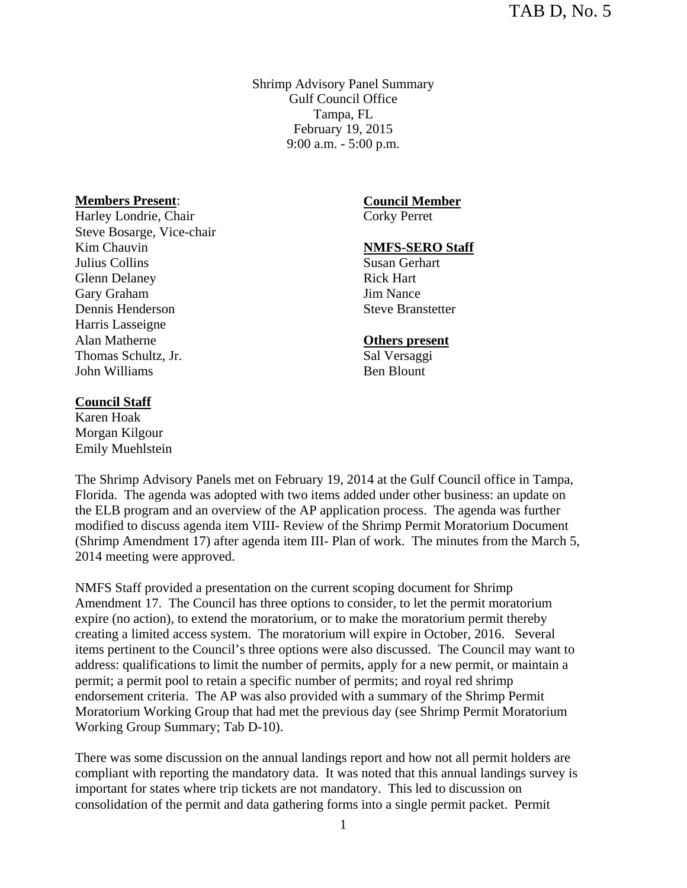TAB D, No. 5

Shrimp Advisory Panel Summary
Gulf Council Office
Tampa, FL
February 19, 2015
9:00 a.m. - 5:00 p.m.

**Members Present**:
Harley Londrie, Chair
Steve Bosarge, Vice-chair
Kim Chauvin
Julius Collins
Glenn Delaney
Gary Graham
Dennis Henderson
Harris Lasseigne
Alan Matherne
Thomas Schultz, Jr.
John Williams

**Council Staff**
Karen Hoak
Morgan Kilgour
Emily Muehlstein

**Council Member**
Corky Perret

**NMFS-SERO Staff**
Susan Gerhart
Rick Hart
Jim Nance
Steve Branstetter

**Others present**
Sal Versaggi
Ben Blount

The Shrimp Advisory Panels met on February 19, 2014 at the Gulf Council office in Tampa, Florida. The agenda was adopted with two items added under other business: an update on the ELB program and an overview of the AP application process. The agenda was further modified to discuss agenda item VIII- Review of the Shrimp Permit Moratorium Document (Shrimp Amendment 17) after agenda item III- Plan of work. The minutes from the March 5, 2014 meeting were approved.

NMFS Staff provided a presentation on the current scoping document for Shrimp Amendment 17. The Council has three options to consider, to let the permit moratorium expire (no action), to extend the moratorium, or to make the moratorium permit thereby creating a limited access system. The moratorium will expire in October, 2016. Several items pertinent to the Council's three options were also discussed. The Council may want to address: qualifications to limit the number of permits, apply for a new permit, or maintain a permit; a permit pool to retain a specific number of permits; and royal red shrimp endorsement criteria. The AP was also provided with a summary of the Shrimp Permit Moratorium Working Group that had met the previous day (see Shrimp Permit Moratorium Working Group Summary; Tab D-10).

There was some discussion on the annual landings report and how not all permit holders are compliant with reporting the mandatory data. It was noted that this annual landings survey is important for states where trip tickets are not mandatory. This led to discussion on consolidation of the permit and data gathering forms into a single permit packet. Permit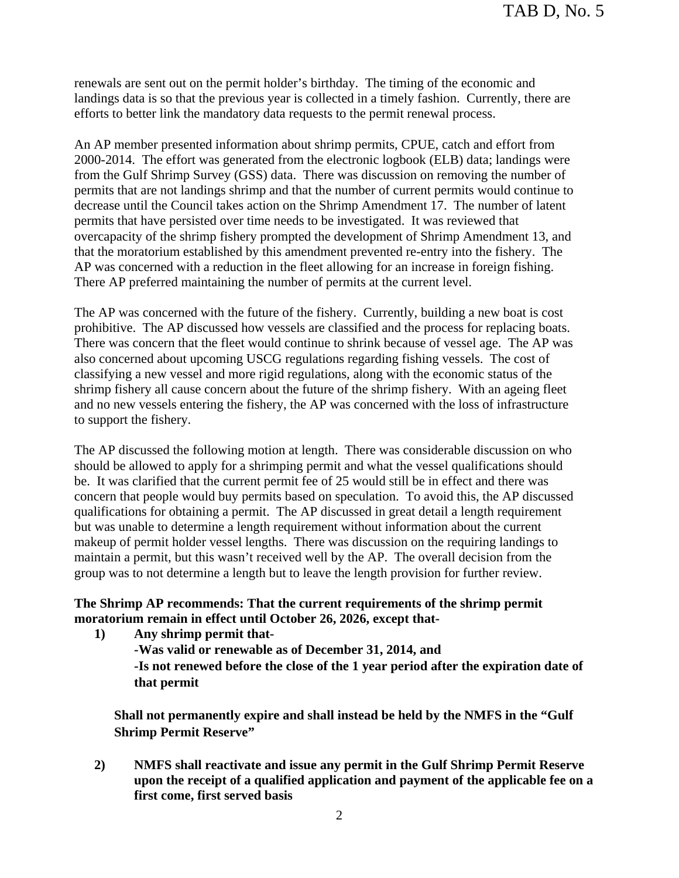renewals are sent out on the permit holder's birthday. The timing of the economic and landings data is so that the previous year is collected in a timely fashion. Currently, there are efforts to better link the mandatory data requests to the permit renewal process.

An AP member presented information about shrimp permits, CPUE, catch and effort from 2000-2014. The effort was generated from the electronic logbook (ELB) data; landings were from the Gulf Shrimp Survey (GSS) data. There was discussion on removing the number of permits that are not landings shrimp and that the number of current permits would continue to decrease until the Council takes action on the Shrimp Amendment 17. The number of latent permits that have persisted over time needs to be investigated. It was reviewed that overcapacity of the shrimp fishery prompted the development of Shrimp Amendment 13, and that the moratorium established by this amendment prevented re-entry into the fishery. The AP was concerned with a reduction in the fleet allowing for an increase in foreign fishing. There AP preferred maintaining the number of permits at the current level.

The AP was concerned with the future of the fishery. Currently, building a new boat is cost prohibitive. The AP discussed how vessels are classified and the process for replacing boats. There was concern that the fleet would continue to shrink because of vessel age. The AP was also concerned about upcoming USCG regulations regarding fishing vessels. The cost of classifying a new vessel and more rigid regulations, along with the economic status of the shrimp fishery all cause concern about the future of the shrimp fishery. With an ageing fleet and no new vessels entering the fishery, the AP was concerned with the loss of infrastructure to support the fishery.

The AP discussed the following motion at length. There was considerable discussion on who should be allowed to apply for a shrimping permit and what the vessel qualifications should be. It was clarified that the current permit fee of 25 would still be in effect and there was concern that people would buy permits based on speculation. To avoid this, the AP discussed qualifications for obtaining a permit. The AP discussed in great detail a length requirement but was unable to determine a length requirement without information about the current makeup of permit holder vessel lengths. There was discussion on the requiring landings to maintain a permit, but this wasn't received well by the AP. The overall decision from the group was to not determine a length but to leave the length provision for further review.

**The Shrimp AP recommends: That the current requirements of the shrimp permit moratorium remain in effect until October 26, 2026, except that-**

1) **Any shrimp permit that-**
   **-Was valid or renewable as of December 31, 2014, and**
   **-Is not renewed before the close of the 1 year period after the expiration date of that permit**

   **Shall not permanently expire and shall instead be held by the NMFS in the "Gulf Shrimp Permit Reserve"**

2) **NMFS shall reactivate and issue any permit in the Gulf Shrimp Permit Reserve upon the receipt of a qualified application and payment of the applicable fee on a first come, first served basis**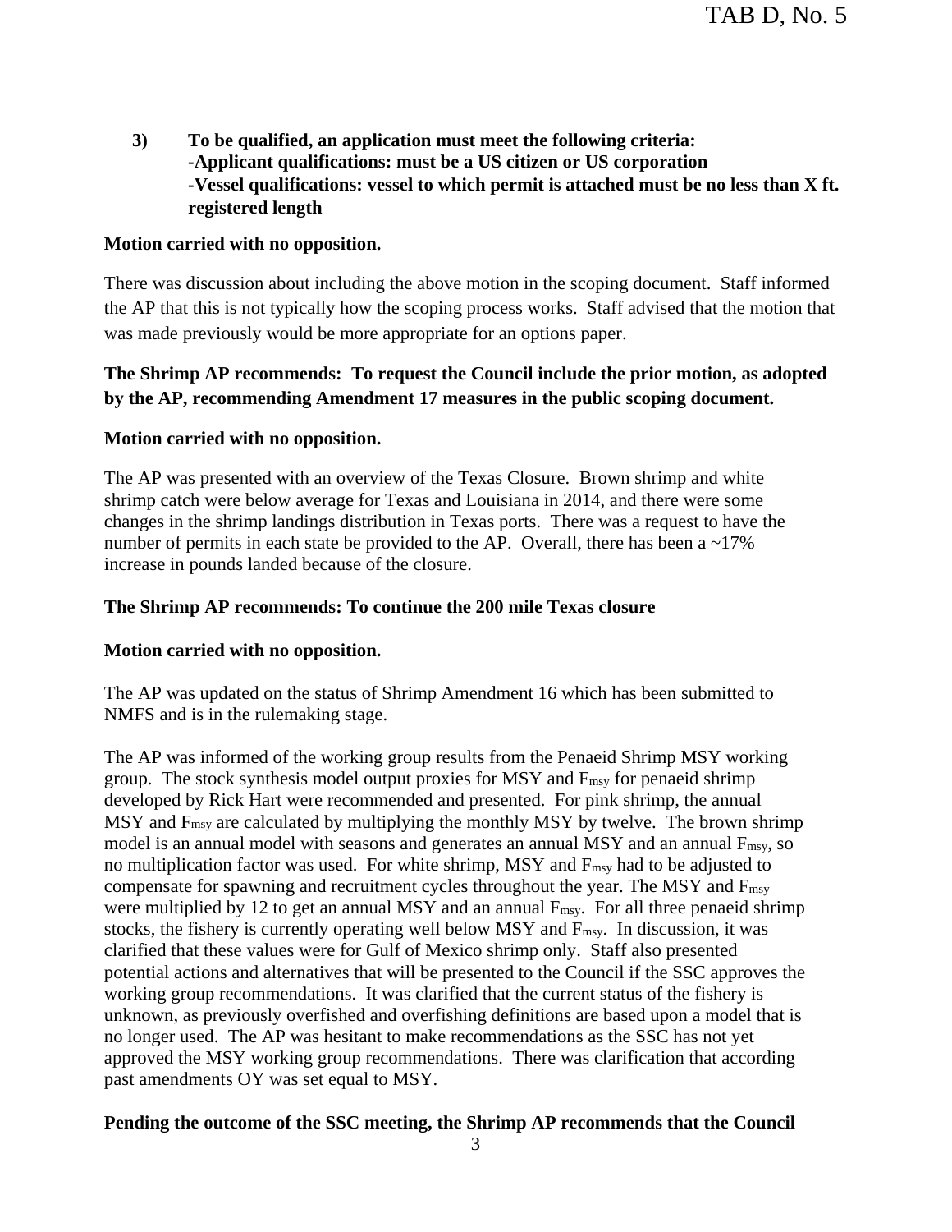**3) To be qualified, an application must meet the following criteria:**
**-Applicant qualifications: must be a US citizen or US corporation**
**-Vessel qualifications: vessel to which permit is attached must be no less than X ft. registered length**

**Motion carried with no opposition.**

There was discussion about including the above motion in the scoping document. Staff informed the AP that this is not typically how the scoping process works. Staff advised that the motion that was made previously would be more appropriate for an options paper.

**The Shrimp AP recommends: To request the Council include the prior motion, as adopted by the AP, recommending Amendment 17 measures in the public scoping document.**

**Motion carried with no opposition.**

The AP was presented with an overview of the Texas Closure. Brown shrimp and white shrimp catch were below average for Texas and Louisiana in 2014, and there were some changes in the shrimp landings distribution in Texas ports. There was a request to have the number of permits in each state be provided to the AP. Overall, there has been a ~17% increase in pounds landed because of the closure.

**The Shrimp AP recommends: To continue the 200 mile Texas closure**

**Motion carried with no opposition.**

The AP was updated on the status of Shrimp Amendment 16 which has been submitted to NMFS and is in the rulemaking stage.

The AP was informed of the working group results from the Penaeid Shrimp MSY working group. The stock synthesis model output proxies for MSY and $F_{msy}$ for penaeid shrimp developed by Rick Hart were recommended and presented. For pink shrimp, the annual MSY and $F_{msy}$ are calculated by multiplying the monthly MSY by twelve. The brown shrimp model is an annual model with seasons and generates an annual MSY and an annual $F_{msy}$, so no multiplication factor was used. For white shrimp, MSY and $F_{msy}$ had to be adjusted to compensate for spawning and recruitment cycles throughout the year. The MSY and $F_{msy}$ were multiplied by 12 to get an annual MSY and an annual $F_{msy}$. For all three penaeid shrimp stocks, the fishery is currently operating well below MSY and $F_{msy}$. In discussion, it was clarified that these values were for Gulf of Mexico shrimp only. Staff also presented potential actions and alternatives that will be presented to the Council if the SSC approves the working group recommendations. It was clarified that the current status of the fishery is unknown, as previously overfished and overfishing definitions are based upon a model that is no longer used. The AP was hesitant to make recommendations as the SSC has not yet approved the MSY working group recommendations. There was clarification that according past amendments OY was set equal to MSY.

**Pending the outcome of the SSC meeting, the Shrimp AP recommends that the Council**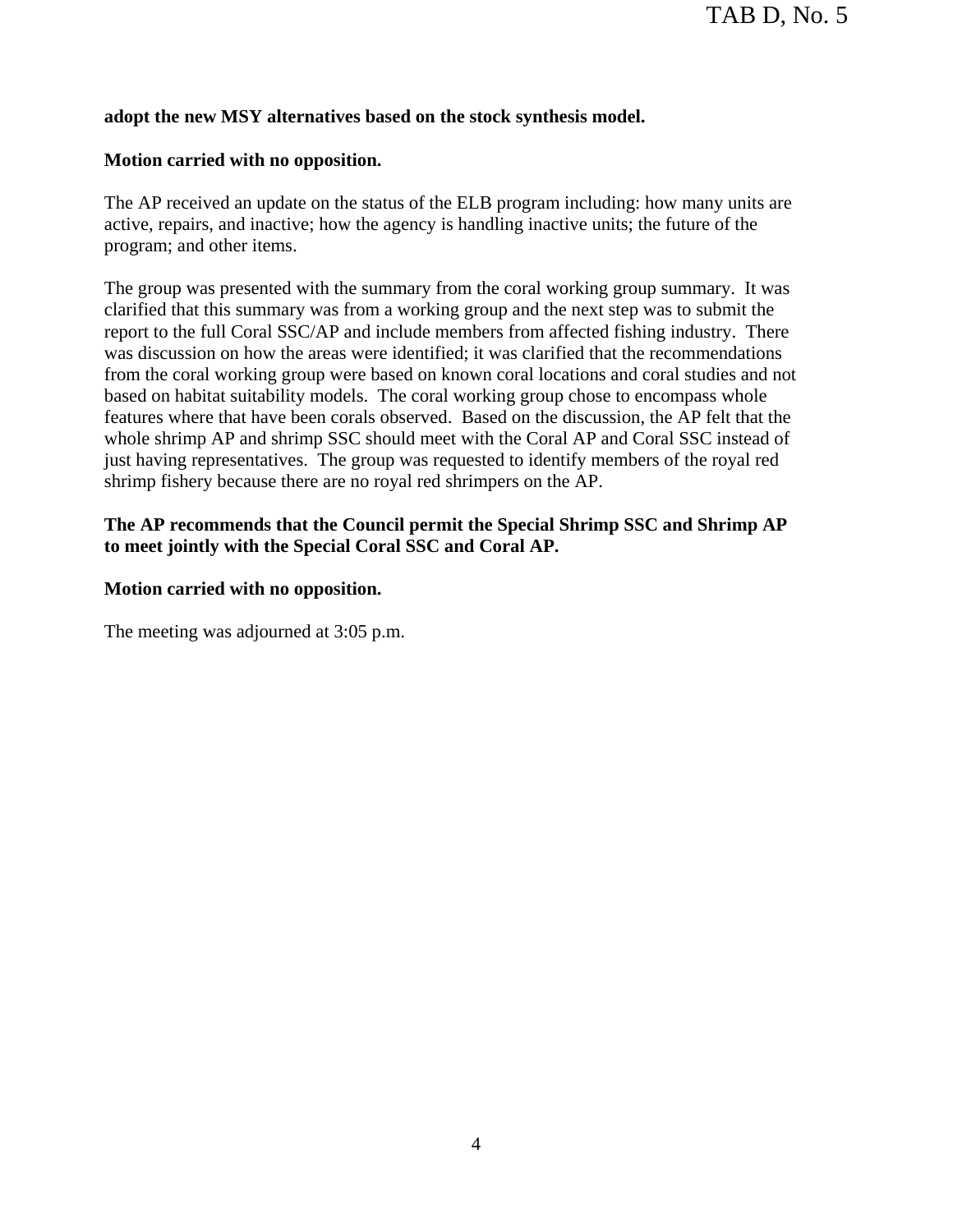**adopt the new MSY alternatives based on the stock synthesis model.**

**Motion carried with no opposition.**

The AP received an update on the status of the ELB program including: how many units are active, repairs, and inactive; how the agency is handling inactive units; the future of the program; and other items.

The group was presented with the summary from the coral working group summary. It was clarified that this summary was from a working group and the next step was to submit the report to the full Coral SSC/AP and include members from affected fishing industry. There was discussion on how the areas were identified; it was clarified that the recommendations from the coral working group were based on known coral locations and coral studies and not based on habitat suitability models. The coral working group chose to encompass whole features where that have been corals observed. Based on the discussion, the AP felt that the whole shrimp AP and shrimp SSC should meet with the Coral AP and Coral SSC instead of just having representatives. The group was requested to identify members of the royal red shrimp fishery because there are no royal red shrimpers on the AP.

**The AP recommends that the Council permit the Special Shrimp SSC and Shrimp AP to meet jointly with the Special Coral SSC and Coral AP.**

**Motion carried with no opposition.**

The meeting was adjourned at 3:05 p.m.